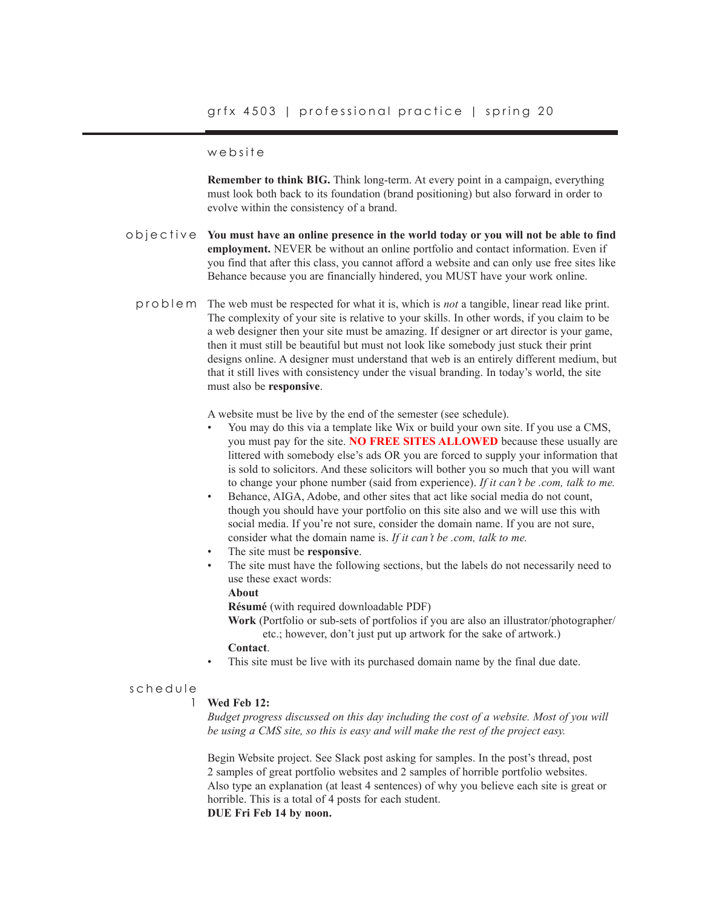# grfx 4503 | professional practice | spring 20

## website

**Remember to think BIG.** Think long-term. At every point in a campaign, everything must look both back to its foundation (brand positioning) but also forward in order to evolve within the consistency of a brand.

### objective

**You must have an online presence in the world today or you will not be able to find employment.** NEVER be without an online portfolio and contact information. Even if you find that after this class, you cannot afford a website and can only use free sites like Behance because you are financially hindered, you MUST have your work online.

### problem

The web must be respected for what it is, which is *not* a tangible, linear read like print. The complexity of your site is relative to your skills. In other words, if you claim to be a web designer then your site must be amazing. If designer or art director is your game, then it must still be beautiful but must not look like somebody just stuck their print designs online. A designer must understand that web is an entirely different medium, but that it still lives with consistency under the visual branding. In today's world, the site must also be **responsive**.

A website must be live by the end of the semester (see schedule).

- You may do this via a template like Wix or build your own site. If you use a CMS, you must pay for the site. **NO FREE SITES ALLOWED** because these usually are littered with somebody else's ads OR you are forced to supply your information that is sold to solicitors. And these solicitors will bother you so much that you will want to change your phone number (said from experience). *If it can't be .com, talk to me.*
- Behance, AIGA, Adobe, and other sites that act like social media do not count, though you should have your portfolio on this site also and we will use this with social media. If you're not sure, consider the domain name. If you are not sure, consider what the domain name is. *If it can't be .com, talk to me.*
- The site must be **responsive**.
- The site must have the following sections, but the labels do not necessarily need to use these exact words:
  - **About**
  - **Résumé** (with required downloadable PDF)
  - **Work** (Portfolio or sub-sets of portfolios if you are also an illustrator/photographer/etc.; however, don't just put up artwork for the sake of artwork.)
  - **Contact**.
- This site must be live with its purchased domain name by the final due date.

### schedule

1 **Wed Feb 12:**

*Budget progress discussed on this day including the cost of a website. Most of you will be using a CMS site, so this is easy and will make the rest of the project easy.*

Begin Website project. See Slack post asking for samples. In the post's thread, post 2 samples of great portfolio websites and 2 samples of horrible portfolio websites. Also type an explanation (at least 4 sentences) of why you believe each site is great or horrible. This is a total of 4 posts for each student.

**DUE Fri Feb 14 by noon.**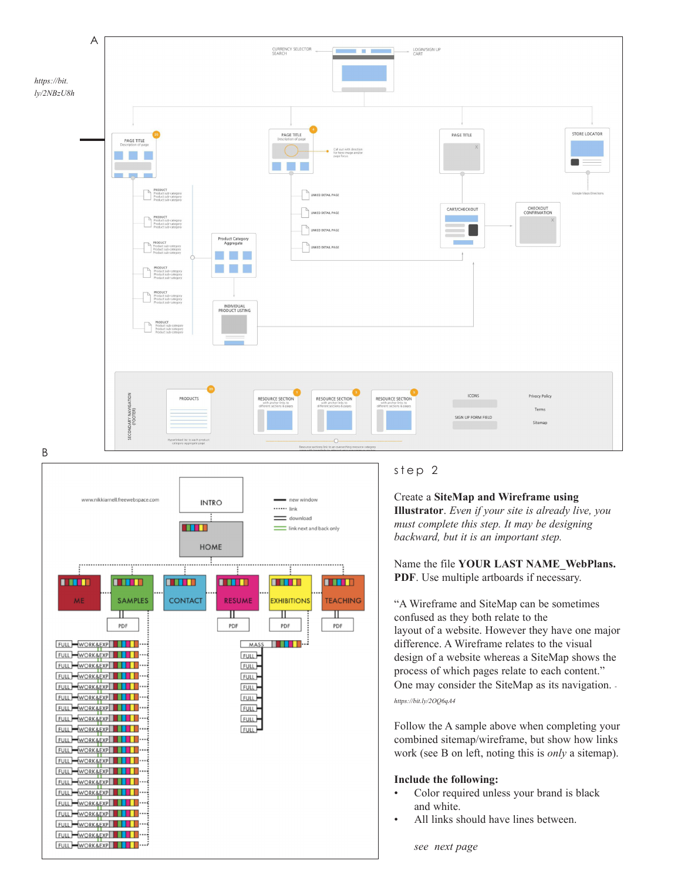A

*https://bit.ly/2NBzU8h*

B

step 2

Create a **SiteMap and Wireframe using Illustrator**. *Even if your site is already live, you must complete this step. It may be designing backward, but it is an important step.*

Name the file **YOUR LAST NAME_WebPlans.PDF**. Use multiple artboards if necessary.

"A Wireframe and SiteMap can be sometimes confused as they both relate to the layout of a website. However they have one major difference. A Wireframe relates to the visual design of a website whereas a SiteMap shows the process of which pages relate to each content." One may consider the SiteMap as its navigation. - *https://bit.ly/2OQ6qA4*

Follow the A sample above when completing your combined sitemap/wireframe, but show how links work (see B on left, noting this is *only* a sitemap).

**Include the following:**

- Color required unless your brand is black and white.
- All links should have lines between.

*see next page*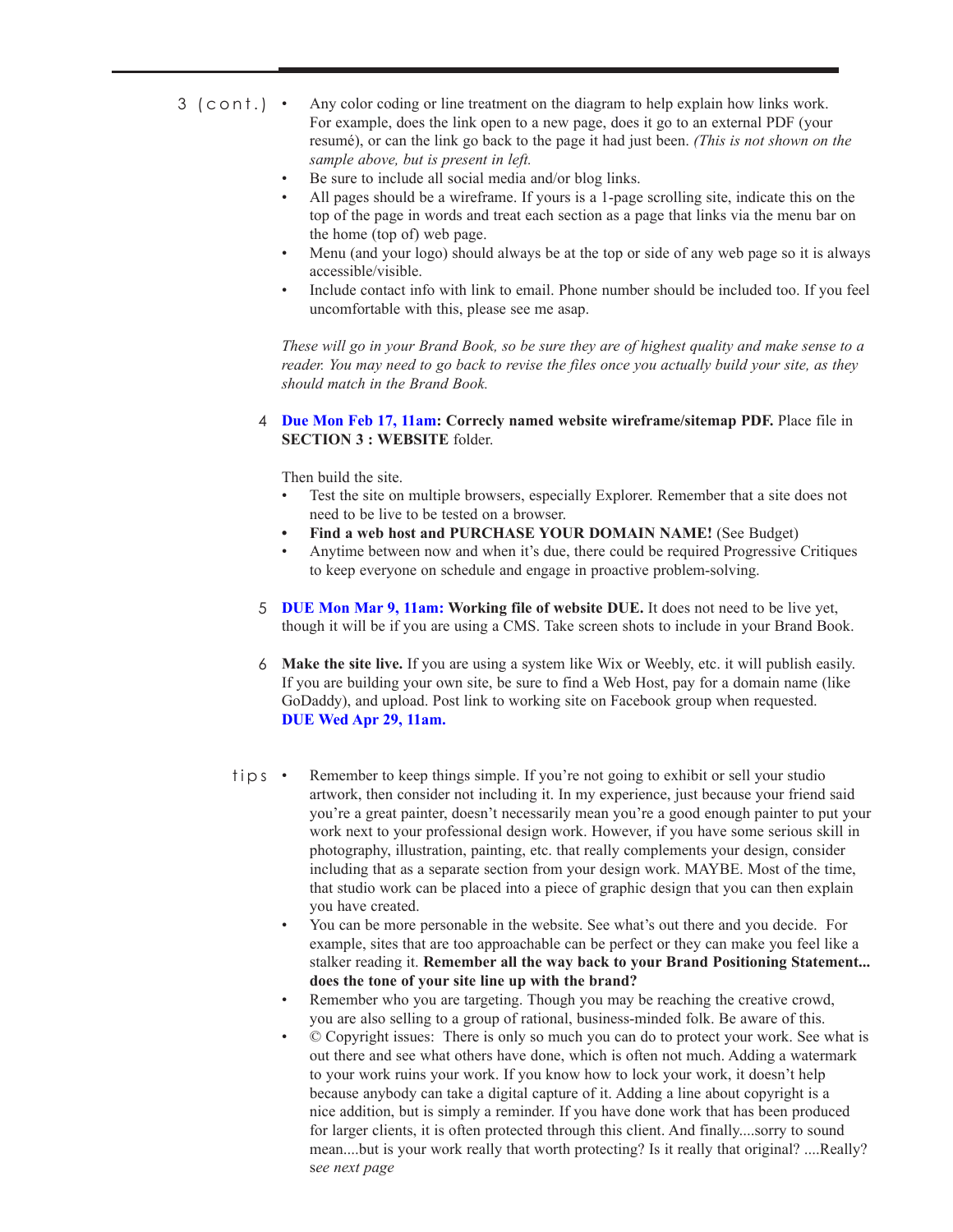3 (cont.)

- Any color coding or line treatment on the diagram to help explain how links work. For example, does the link open to a new page, does it go to an external PDF (your resumé), or can the link go back to the page it had just been. *(This is not shown on the sample above, but is present in left.*
- Be sure to include all social media and/or blog links.
- All pages should be a wireframe. If yours is a 1-page scrolling site, indicate this on the top of the page in words and treat each section as a page that links via the menu bar on the home (top of) web page.
- Menu (and your logo) should always be at the top or side of any web page so it is always accessible/visible.
- Include contact info with link to email. Phone number should be included too. If you feel uncomfortable with this, please see me asap.

*These will go in your Brand Book, so be sure they are of highest quality and make sense to a reader. You may need to go back to revise the files once you actually build your site, as they should match in the Brand Book.*

4 **Due Mon Feb 17, 11am: Correcly named website wireframe/sitemap PDF.** Place file in **SECTION 3 : WEBSITE** folder.

Then build the site.

- Test the site on multiple browsers, especially Explorer. Remember that a site does not need to be live to be tested on a browser.
- **Find a web host and PURCHASE YOUR DOMAIN NAME!** (See Budget)
- Anytime between now and when it's due, there could be required Progressive Critiques to keep everyone on schedule and engage in proactive problem-solving.

5 **DUE Mon Mar 9, 11am: Working file of website DUE.** It does not need to be live yet, though it will be if you are using a CMS. Take screen shots to include in your Brand Book.

6 **Make the site live.** If you are using a system like Wix or Weebly, etc. it will publish easily. If you are building your own site, be sure to find a Web Host, pay for a domain name (like GoDaddy), and upload. Post link to working site on Facebook group when requested. **DUE Wed Apr 29, 11am.**

tips

- Remember to keep things simple. If you're not going to exhibit or sell your studio artwork, then consider not including it. In my experience, just because your friend said you're a great painter, doesn't necessarily mean you're a good enough painter to put your work next to your professional design work. However, if you have some serious skill in photography, illustration, painting, etc. that really complements your design, consider including that as a separate section from your design work. MAYBE. Most of the time, that studio work can be placed into a piece of graphic design that you can then explain you have created.
- You can be more personable in the website. See what's out there and you decide. For example, sites that are too approachable can be perfect or they can make you feel like a stalker reading it. **Remember all the way back to your Brand Positioning Statement... does the tone of your site line up with the brand?**
- Remember who you are targeting. Though you may be reaching the creative crowd, you are also selling to a group of rational, business-minded folk. Be aware of this.
- © Copyright issues: There is only so much you can do to protect your work. See what is out there and see what others have done, which is often not much. Adding a watermark to your work ruins your work. If you know how to lock your work, it doesn't help because anybody can take a digital capture of it. Adding a line about copyright is a nice addition, but is simply a reminder. If you have done work that has been produced for larger clients, it is often protected through this client. And finally....sorry to sound mean....but is your work really that worth protecting? Is it really that original? ....Really? s*ee next page*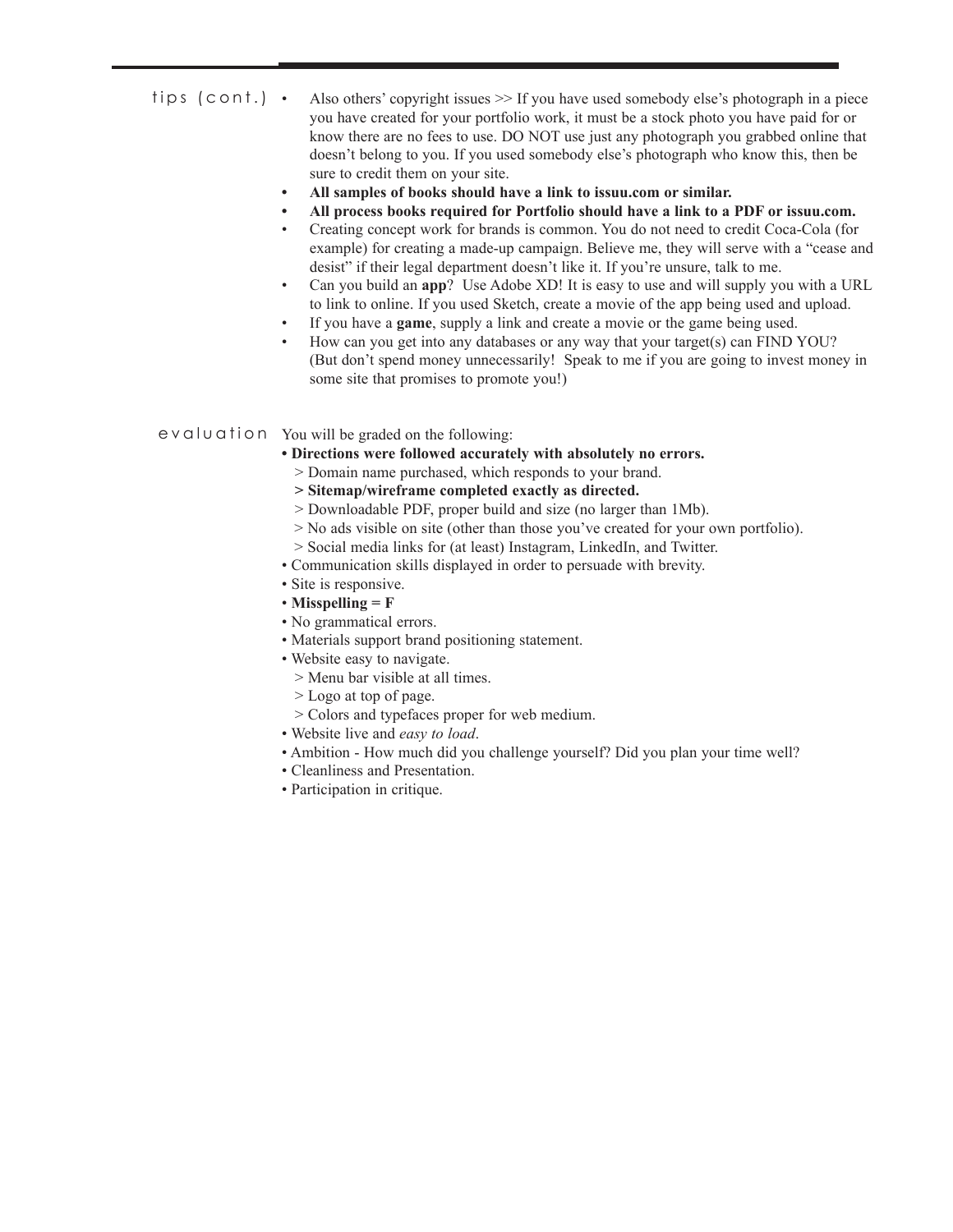## tips (cont.)

- Also others' copyright issues >> If you have used somebody else's photograph in a piece you have created for your portfolio work, it must be a stock photo you have paid for or know there are no fees to use. DO NOT use just any photograph you grabbed online that doesn't belong to you. If you used somebody else's photograph who know this, then be sure to credit them on your site.
- **All samples of books should have a link to issuu.com or similar.**
- **All process books required for Portfolio should have a link to a PDF or issuu.com.**
- Creating concept work for brands is common. You do not need to credit Coca-Cola (for example) for creating a made-up campaign. Believe me, they will serve with a "cease and desist" if their legal department doesn't like it. If you're unsure, talk to me.
- Can you build an **app**? Use Adobe XD! It is easy to use and will supply you with a URL to link to online. If you used Sketch, create a movie of the app being used and upload.
- If you have a **game**, supply a link and create a movie or the game being used.
- How can you get into any databases or any way that your target(s) can FIND YOU? (But don't spend money unnecessarily! Speak to me if you are going to invest money in some site that promises to promote you!)

## evaluation

You will be graded on the following:

- **Directions were followed accurately with absolutely no errors.**
  - > Domain name purchased, which responds to your brand.
  - **> Sitemap/wireframe completed exactly as directed.**
  - > Downloadable PDF, proper build and size (no larger than 1Mb).
  - > No ads visible on site (other than those you've created for your own portfolio).
  - > Social media links for (at least) Instagram, LinkedIn, and Twitter.
- Communication skills displayed in order to persuade with brevity.
- Site is responsive.
- **Misspelling = F**
- No grammatical errors.
- Materials support brand positioning statement.
- Website easy to navigate.
  - > Menu bar visible at all times.
  - > Logo at top of page.
  - > Colors and typefaces proper for web medium.
- Website live and *easy to load*.
- Ambition - How much did you challenge yourself? Did you plan your time well?
- Cleanliness and Presentation.
- Participation in critique.